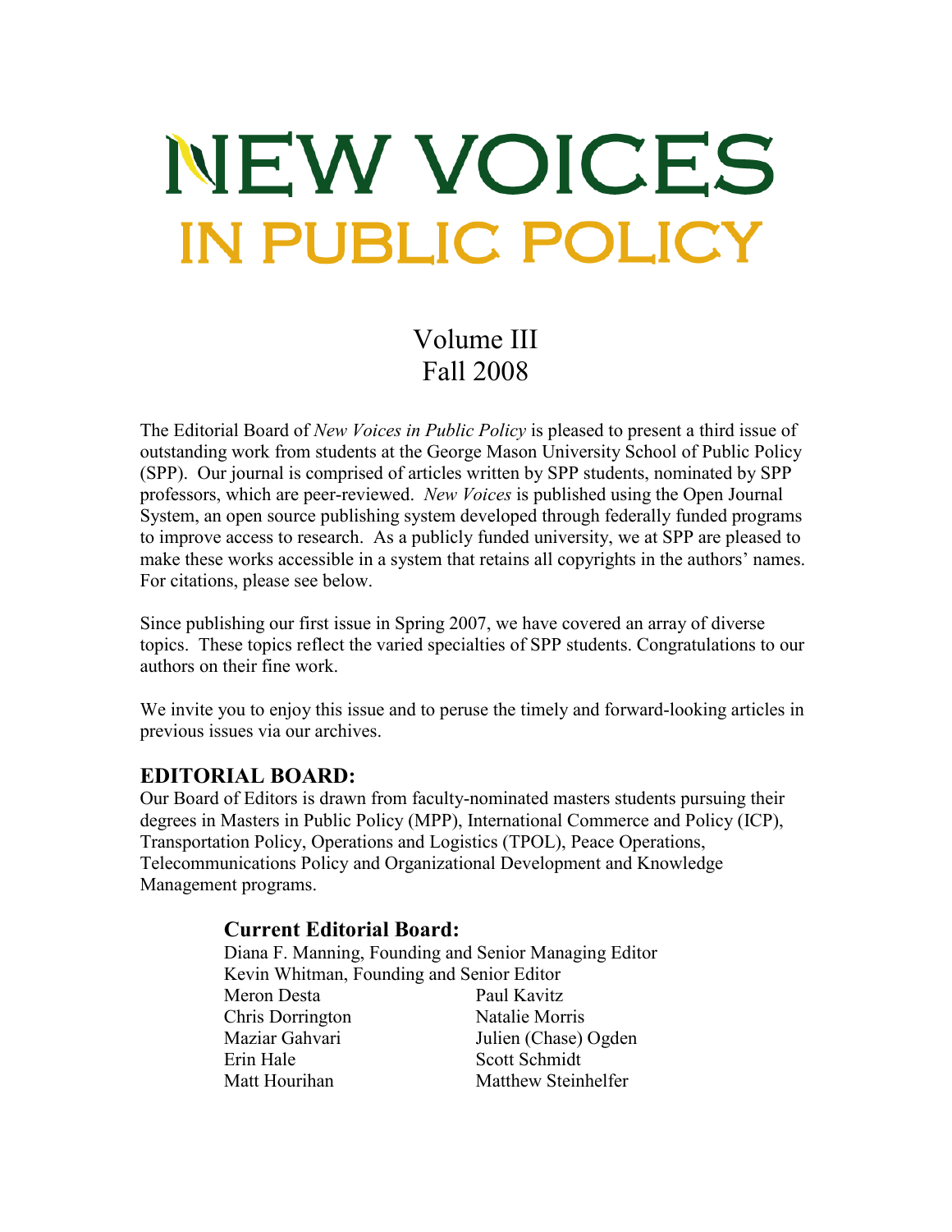# NEW VOICES
# IN PUBLIC POLICY

Volume III
Fall 2008

The Editorial Board of *New Voices in Public Policy* is pleased to present a third issue of outstanding work from students at the George Mason University School of Public Policy (SPP). Our journal is comprised of articles written by SPP students, nominated by SPP professors, which are peer-reviewed. *New Voices* is published using the Open Journal System, an open source publishing system developed through federally funded programs to improve access to research. As a publicly funded university, we at SPP are pleased to make these works accessible in a system that retains all copyrights in the authors' names. For citations, please see below.

Since publishing our first issue in Spring 2007, we have covered an array of diverse topics. These topics reflect the varied specialties of SPP students. Congratulations to our authors on their fine work.

We invite you to enjoy this issue and to peruse the timely and forward-looking articles in previous issues via our archives.

## EDITORIAL BOARD:

Our Board of Editors is drawn from faculty-nominated masters students pursuing their degrees in Masters in Public Policy (MPP), International Commerce and Policy (ICP), Transportation Policy, Operations and Logistics (TPOL), Peace Operations, Telecommunications Policy and Organizational Development and Knowledge Management programs.

### Current Editorial Board:

Diana F. Manning, Founding and Senior Managing Editor
Kevin Whitman, Founding and Senior Editor

Meron Desta
Chris Dorrington
Maziar Gahvari
Erin Hale
Matt Hourihan
Paul Kavitz
Natalie Morris
Julien (Chase) Ogden
Scott Schmidt
Matthew Steinhelfer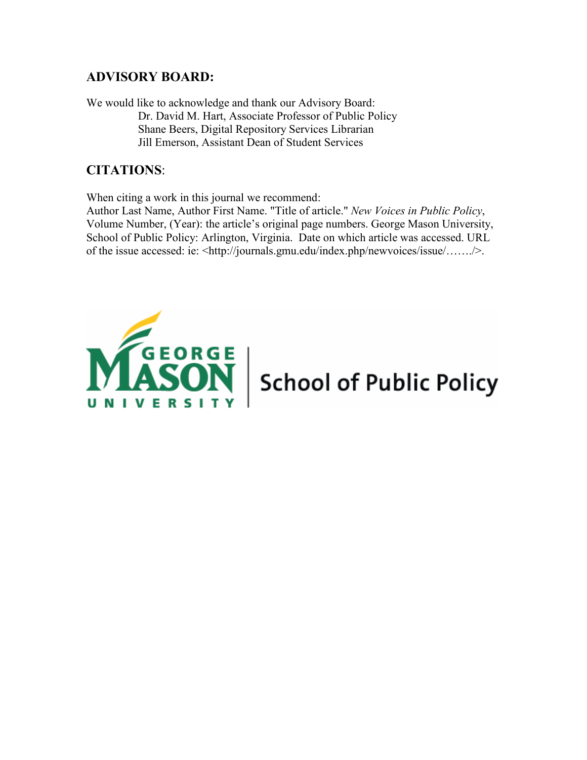## ADVISORY BOARD:

We would like to acknowledge and thank our Advisory Board:

Dr. David M. Hart, Associate Professor of Public Policy
Shane Beers, Digital Repository Services Librarian
Jill Emerson, Assistant Dean of Student Services

## CITATIONS:

When citing a work in this journal we recommend:
Author Last Name, Author First Name. "Title of article." *New Voices in Public Policy*, Volume Number, (Year): the article's original page numbers. George Mason University, School of Public Policy: Arlington, Virginia. Date on which article was accessed. URL of the issue accessed: ie: <http://journals.gmu.edu/index.php/newvoices/issue/……./>.

GEORGE MASON UNIVERSITY | School of Public Policy